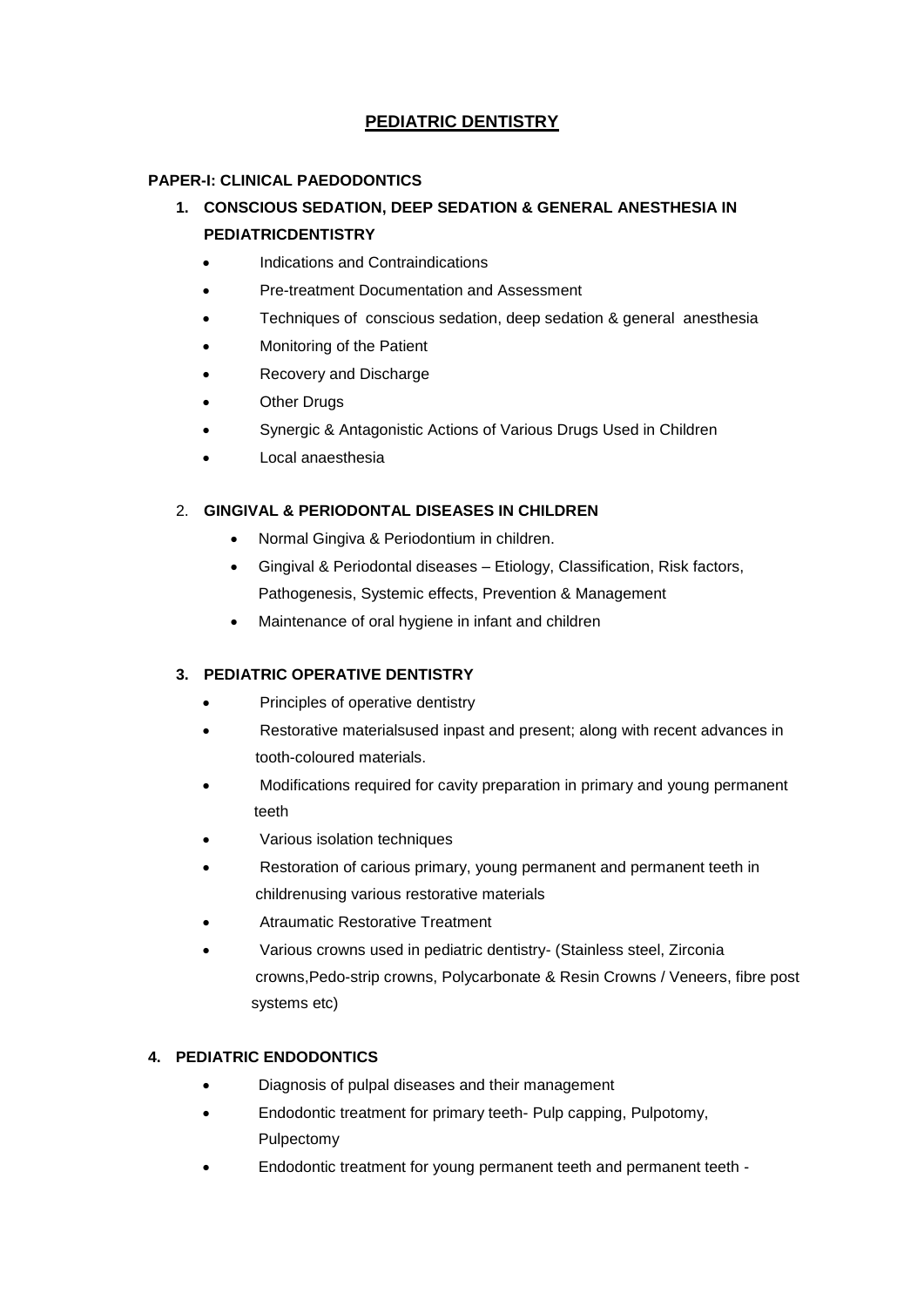# PEDIATRIC DENTISTRY

**PAPER-I: CLINICAL PAEDODONTICS**

1. **CONSCIOUS SEDATION, DEEP SEDATION & GENERAL ANESTHESIA IN PEDIATRICDENTISTRY**
   - Indications and Contraindications
   - Pre-treatment Documentation and Assessment
   - Techniques of conscious sedation, deep sedation & general anesthesia
   - Monitoring of the Patient
   - Recovery and Discharge
   - Other Drugs
   - Synergic & Antagonistic Actions of Various Drugs Used in Children
   - Local anaesthesia

2. **GINGIVAL & PERIODONTAL DISEASES IN CHILDREN**
   - Normal Gingiva & Periodontium in children.
   - Gingival & Periodontal diseases – Etiology, Classification, Risk factors, Pathogenesis, Systemic effects, Prevention & Management
   - Maintenance of oral hygiene in infant and children

3. **PEDIATRIC OPERATIVE DENTISTRY**
   - Principles of operative dentistry
   - Restorative materialsused inpast and present; along with recent advances in tooth-coloured materials.
   - Modifications required for cavity preparation in primary and young permanent teeth
   - Various isolation techniques
   - Restoration of carious primary, young permanent and permanent teeth in childrenusing various restorative materials
   - Atraumatic Restorative Treatment
   - Various crowns used in pediatric dentistry- (Stainless steel, Zirconia crowns,Pedo-strip crowns, Polycarbonate & Resin Crowns / Veneers, fibre post systems etc)

4. **PEDIATRIC ENDODONTICS**
   - Diagnosis of pulpal diseases and their management
   - Endodontic treatment for primary teeth- Pulp capping, Pulpotomy, Pulpectomy
   - Endodontic treatment for young permanent teeth and permanent teeth -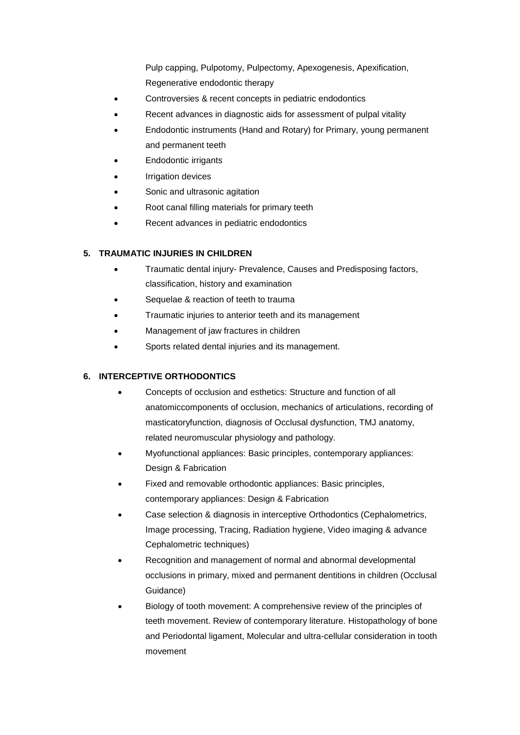Pulp capping, Pulpotomy, Pulpectomy, Apexogenesis, Apexification, Regenerative endodontic therapy

- Controversies & recent concepts in pediatric endodontics
- Recent advances in diagnostic aids for assessment of pulpal vitality
- Endodontic instruments (Hand and Rotary) for Primary, young permanent and permanent teeth
- Endodontic irrigants
- Irrigation devices
- Sonic and ultrasonic agitation
- Root canal filling materials for primary teeth
- Recent advances in pediatric endodontics

**5. TRAUMATIC INJURIES IN CHILDREN**

- Traumatic dental injury- Prevalence, Causes and Predisposing factors, classification, history and examination
- Sequelae & reaction of teeth to trauma
- Traumatic injuries to anterior teeth and its management
- Management of jaw fractures in children
- Sports related dental injuries and its management.

**6. INTERCEPTIVE ORTHODONTICS**

- Concepts of occlusion and esthetics: Structure and function of all anatomiccomponents of occlusion, mechanics of articulations, recording of masticatoryfunction, diagnosis of Occlusal dysfunction, TMJ anatomy, related neuromuscular physiology and pathology.
- Myofunctional appliances: Basic principles, contemporary appliances: Design & Fabrication
- Fixed and removable orthodontic appliances: Basic principles, contemporary appliances: Design & Fabrication
- Case selection & diagnosis in interceptive Orthodontics (Cephalometrics, Image processing, Tracing, Radiation hygiene, Video imaging & advance Cephalometric techniques)
- Recognition and management of normal and abnormal developmental occlusions in primary, mixed and permanent dentitions in children (Occlusal Guidance)
- Biology of tooth movement: A comprehensive review of the principles of teeth movement. Review of contemporary literature. Histopathology of bone and Periodontal ligament, Molecular and ultra-cellular consideration in tooth movement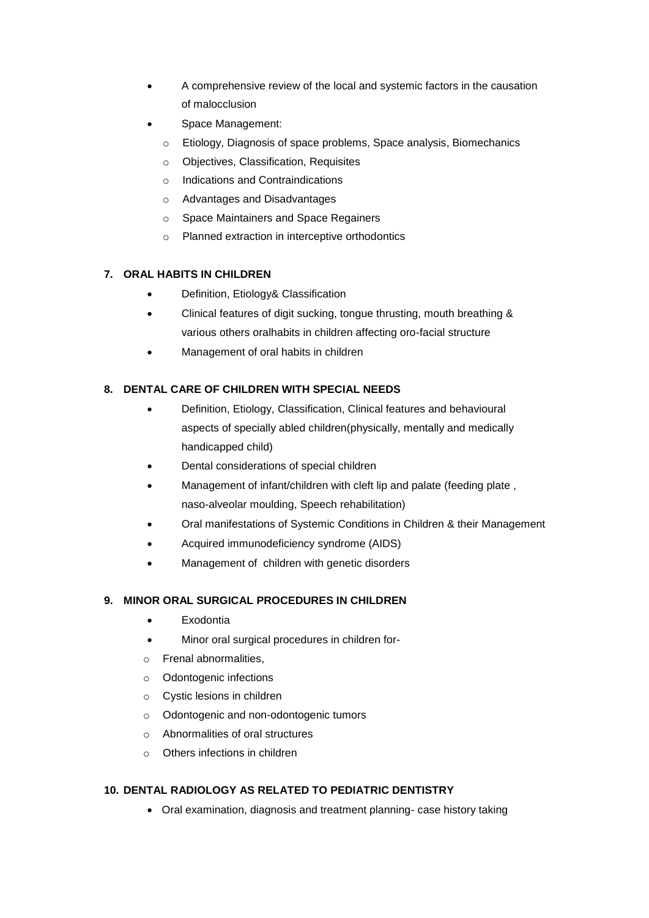- A comprehensive review of the local and systemic factors in the causation of malocclusion
- Space Management:
  - Etiology, Diagnosis of space problems, Space analysis, Biomechanics
  - Objectives, Classification, Requisites
  - Indications and Contraindications
  - Advantages and Disadvantages
  - Space Maintainers and Space Regainers
  - Planned extraction in interceptive orthodontics

**7. ORAL HABITS IN CHILDREN**

- Definition, Etiology& Classification
- Clinical features of digit sucking, tongue thrusting, mouth breathing & various others oralhabits in children affecting oro-facial structure
- Management of oral habits in children

**8. DENTAL CARE OF CHILDREN WITH SPECIAL NEEDS**

- Definition, Etiology, Classification, Clinical features and behavioural aspects of specially abled children(physically, mentally and medically handicapped child)
- Dental considerations of special children
- Management of infant/children with cleft lip and palate (feeding plate , naso-alveolar moulding, Speech rehabilitation)
- Oral manifestations of Systemic Conditions in Children & their Management
- Acquired immunodeficiency syndrome (AIDS)
- Management of children with genetic disorders

**9. MINOR ORAL SURGICAL PROCEDURES IN CHILDREN**

- Exodontia
- Minor oral surgical procedures in children for-
  - Frenal abnormalities,
  - Odontogenic infections
  - Cystic lesions in children
  - Odontogenic and non-odontogenic tumors
  - Abnormalities of oral structures
  - Others infections in children

**10. DENTAL RADIOLOGY AS RELATED TO PEDIATRIC DENTISTRY**

- Oral examination, diagnosis and treatment planning- case history taking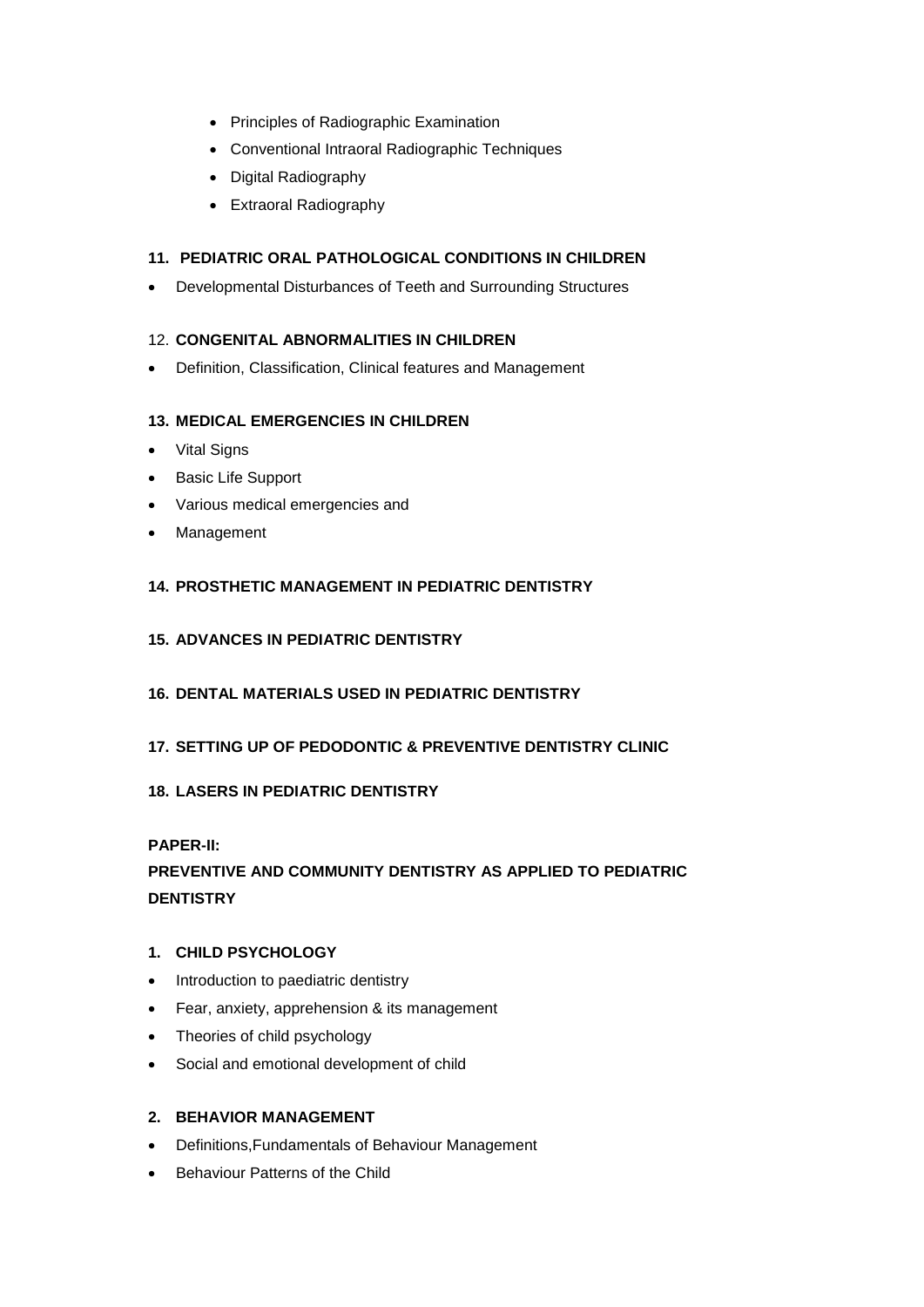- Principles of Radiographic Examination
- Conventional Intraoral Radiographic Techniques
- Digital Radiography
- Extraoral Radiography

**11. PEDIATRIC ORAL PATHOLOGICAL CONDITIONS IN CHILDREN**

- Developmental Disturbances of Teeth and Surrounding Structures

12. **CONGENITAL ABNORMALITIES IN CHILDREN**

- Definition, Classification, Clinical features and Management

**13. MEDICAL EMERGENCIES IN CHILDREN**

- Vital Signs
- Basic Life Support
- Various medical emergencies and
- Management

**14. PROSTHETIC MANAGEMENT IN PEDIATRIC DENTISTRY**

**15. ADVANCES IN PEDIATRIC DENTISTRY**

**16. DENTAL MATERIALS USED IN PEDIATRIC DENTISTRY**

**17. SETTING UP OF PEDODONTIC & PREVENTIVE DENTISTRY CLINIC**

**18. LASERS IN PEDIATRIC DENTISTRY**

**PAPER-II:**

**PREVENTIVE AND COMMUNITY DENTISTRY AS APPLIED TO PEDIATRIC DENTISTRY**

**1. CHILD PSYCHOLOGY**

- Introduction to paediatric dentistry
- Fear, anxiety, apprehension & its management
- Theories of child psychology
- Social and emotional development of child

**2. BEHAVIOR MANAGEMENT**

- Definitions,Fundamentals of Behaviour Management
- Behaviour Patterns of the Child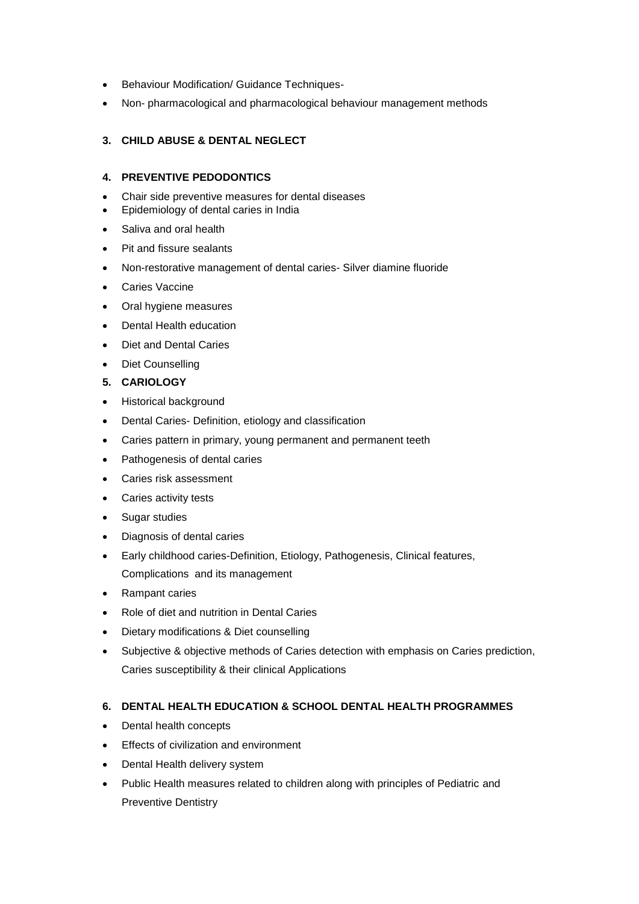- Behaviour Modification/ Guidance Techniques-
- Non- pharmacological and pharmacological behaviour management methods

**3. CHILD ABUSE & DENTAL NEGLECT**

**4. PREVENTIVE PEDODONTICS**

- Chair side preventive measures for dental diseases
- Epidemiology of dental caries in India
- Saliva and oral health
- Pit and fissure sealants
- Non-restorative management of dental caries- Silver diamine fluoride
- Caries Vaccine
- Oral hygiene measures
- Dental Health education
- Diet and Dental Caries
- Diet Counselling

**5. CARIOLOGY**

- Historical background
- Dental Caries- Definition, etiology and classification
- Caries pattern in primary, young permanent and permanent teeth
- Pathogenesis of dental caries
- Caries risk assessment
- Caries activity tests
- Sugar studies
- Diagnosis of dental caries
- Early childhood caries-Definition, Etiology, Pathogenesis, Clinical features, Complications and its management
- Rampant caries
- Role of diet and nutrition in Dental Caries
- Dietary modifications & Diet counselling
- Subjective & objective methods of Caries detection with emphasis on Caries prediction, Caries susceptibility & their clinical Applications

**6. DENTAL HEALTH EDUCATION & SCHOOL DENTAL HEALTH PROGRAMMES**

- Dental health concepts
- Effects of civilization and environment
- Dental Health delivery system
- Public Health measures related to children along with principles of Pediatric and Preventive Dentistry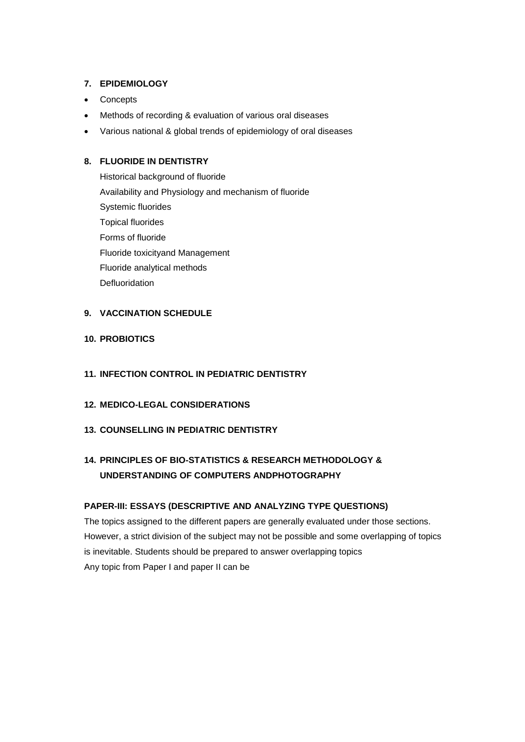### 7. EPIDEMIOLOGY

- Concepts
- Methods of recording & evaluation of various oral diseases
- Various national & global trends of epidemiology of oral diseases

### 8. FLUORIDE IN DENTISTRY

Historical background of fluoride
Availability and Physiology and mechanism of fluoride
Systemic fluorides
Topical fluorides
Forms of fluoride
Fluoride toxicityand Management
Fluoride analytical methods
Defluoridation

### 9. VACCINATION SCHEDULE

### 10. PROBIOTICS

### 11. INFECTION CONTROL IN PEDIATRIC DENTISTRY

### 12. MEDICO-LEGAL CONSIDERATIONS

### 13. COUNSELLING IN PEDIATRIC DENTISTRY

### 14. PRINCIPLES OF BIO-STATISTICS & RESEARCH METHODOLOGY & UNDERSTANDING OF COMPUTERS ANDPHOTOGRAPHY

**PAPER-III: ESSAYS (DESCRIPTIVE AND ANALYZING TYPE QUESTIONS)**

The topics assigned to the different papers are generally evaluated under those sections. However, a strict division of the subject may not be possible and some overlapping of topics is inevitable. Students should be prepared to answer overlapping topics
Any topic from Paper I and paper II can be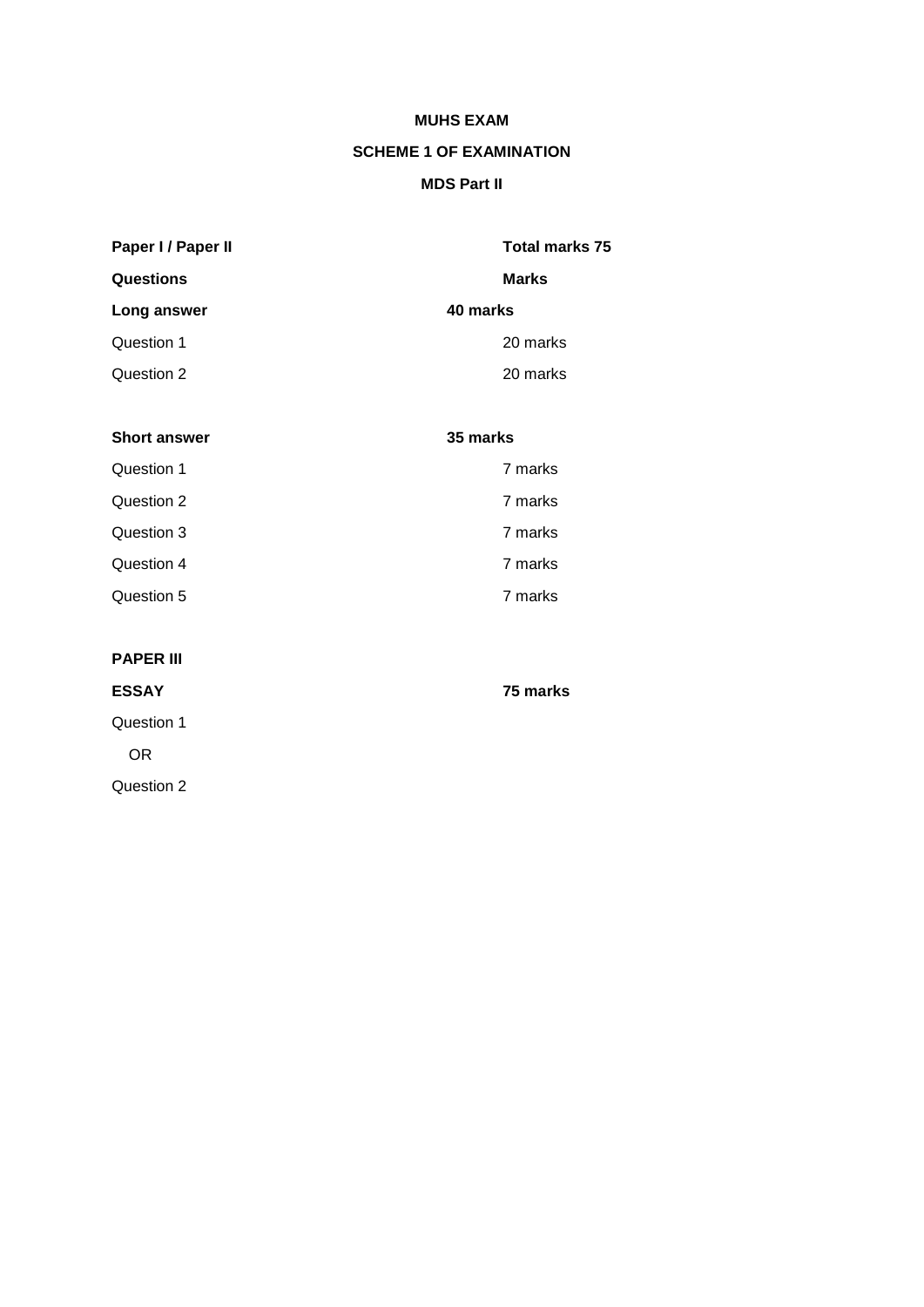**MUHS EXAM**

**SCHEME 1 OF EXAMINATION**

**MDS Part II**

| | |
|---|---|
| **Paper I / Paper II** | **Total marks 75** |
| **Questions** | **Marks** |
| **Long answer** | **40 marks** |
| Question 1 | 20 marks |
| Question 2 | 20 marks |
| | |
| **Short answer** | **35 marks** |
| Question 1 | 7 marks |
| Question 2 | 7 marks |
| Question 3 | 7 marks |
| Question 4 | 7 marks |
| Question 5 | 7 marks |

**PAPER III**

| | |
|---|---|
| **ESSAY** | **75 marks** |
| Question 1 | |
| OR | |
| Question 2 | |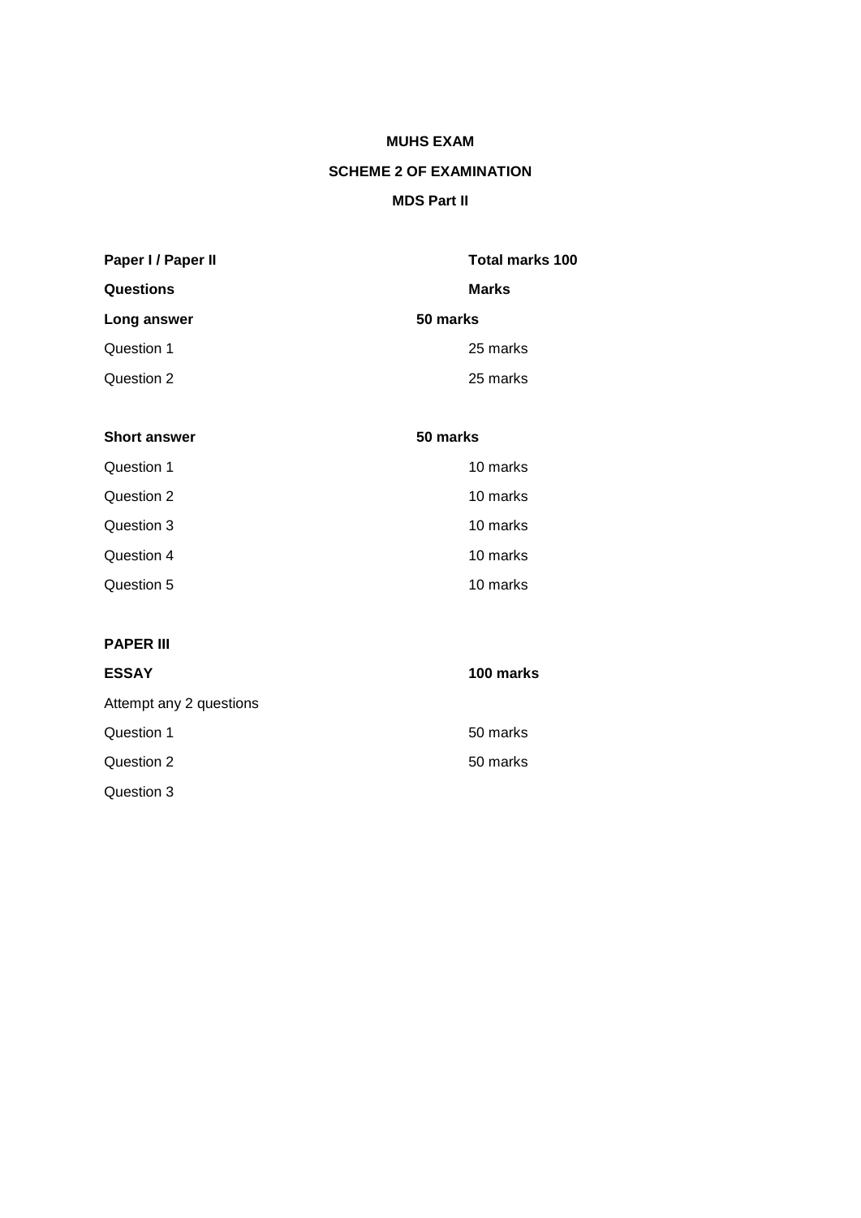**MUHS EXAM**

**SCHEME 2 OF EXAMINATION**

**MDS Part II**

| **Paper I / Paper II** | **Total marks 100** |
|---|---|
| **Questions** | **Marks** |
| **Long answer** | **50 marks** |
| Question 1 | 25 marks |
| Question 2 | 25 marks |
| | |
| **Short answer** | **50 marks** |
| Question 1 | 10 marks |
| Question 2 | 10 marks |
| Question 3 | 10 marks |
| Question 4 | 10 marks |
| Question 5 | 10 marks |

**PAPER III**

| **ESSAY** | **100 marks** |
|---|---|
| Attempt any 2 questions | |
| Question 1 | 50 marks |
| Question 2 | 50 marks |
| Question 3 | |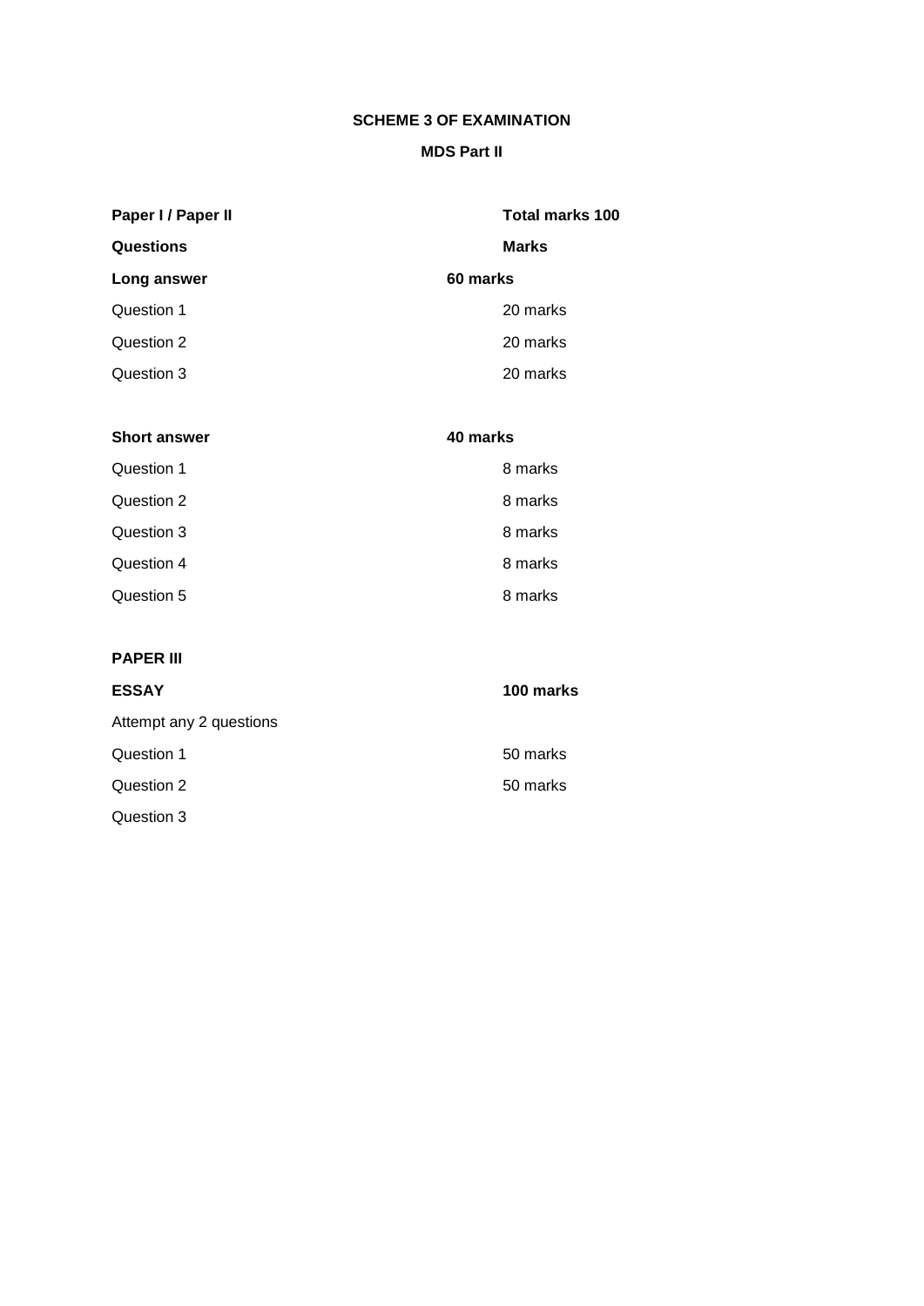**SCHEME 3 OF EXAMINATION**

**MDS Part II**

| | |
|---|---|
| **Paper I / Paper II** | **Total marks 100** |
| **Questions** | **Marks** |
| **Long answer** | **60 marks** |
| Question 1 | 20 marks |
| Question 2 | 20 marks |
| Question 3 | 20 marks |
| | |
| **Short answer** | **40 marks** |
| Question 1 | 8 marks |
| Question 2 | 8 marks |
| Question 3 | 8 marks |
| Question 4 | 8 marks |
| Question 5 | 8 marks |

**PAPER III**

| | |
|---|---|
| **ESSAY** | **100 marks** |
| Attempt any 2 questions | |
| Question 1 | 50 marks |
| Question 2 | 50 marks |
| Question 3 | |